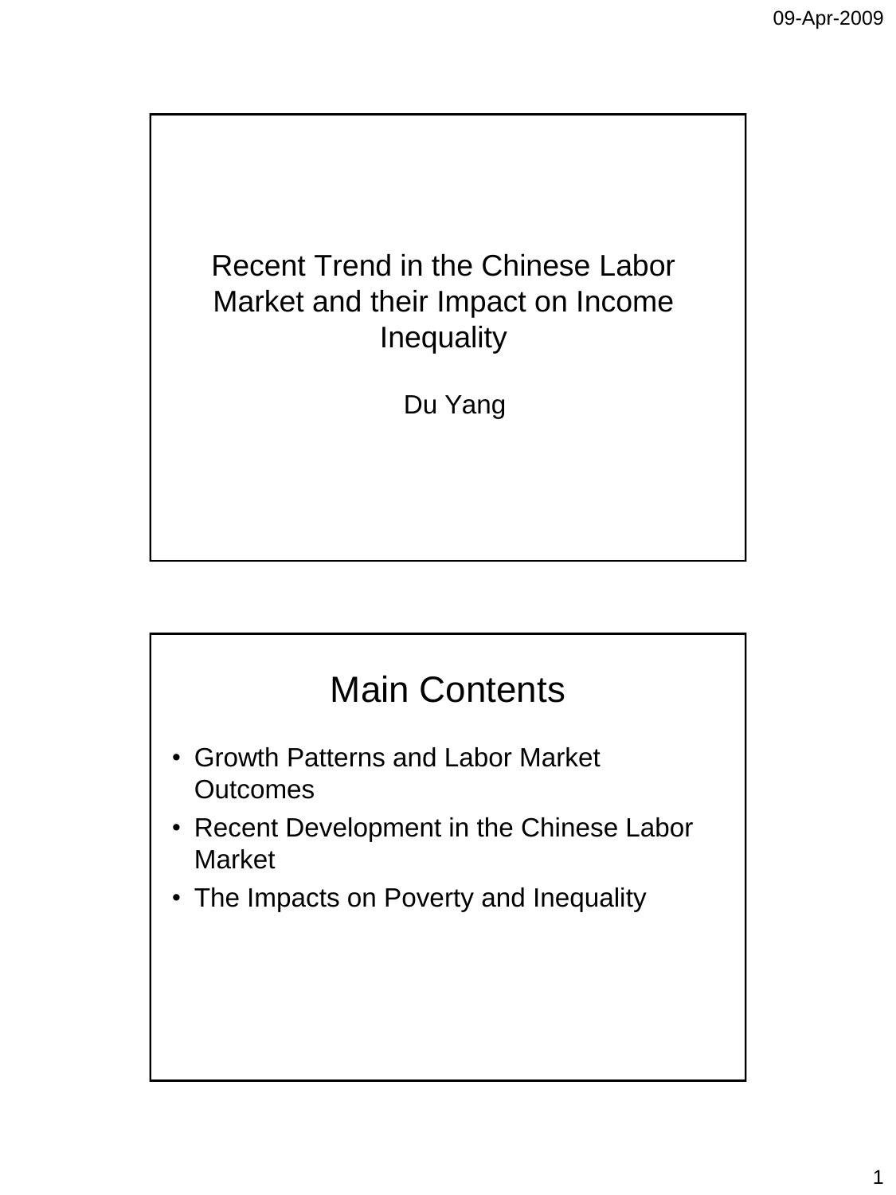# Recent Trend in the Chinese Labor Market and their Impact on Income Inequality

Du Yang

## Main Contents

- Growth Patterns and Labor Market Outcomes
- Recent Development in the Chinese Labor Market
- The Impacts on Poverty and Inequality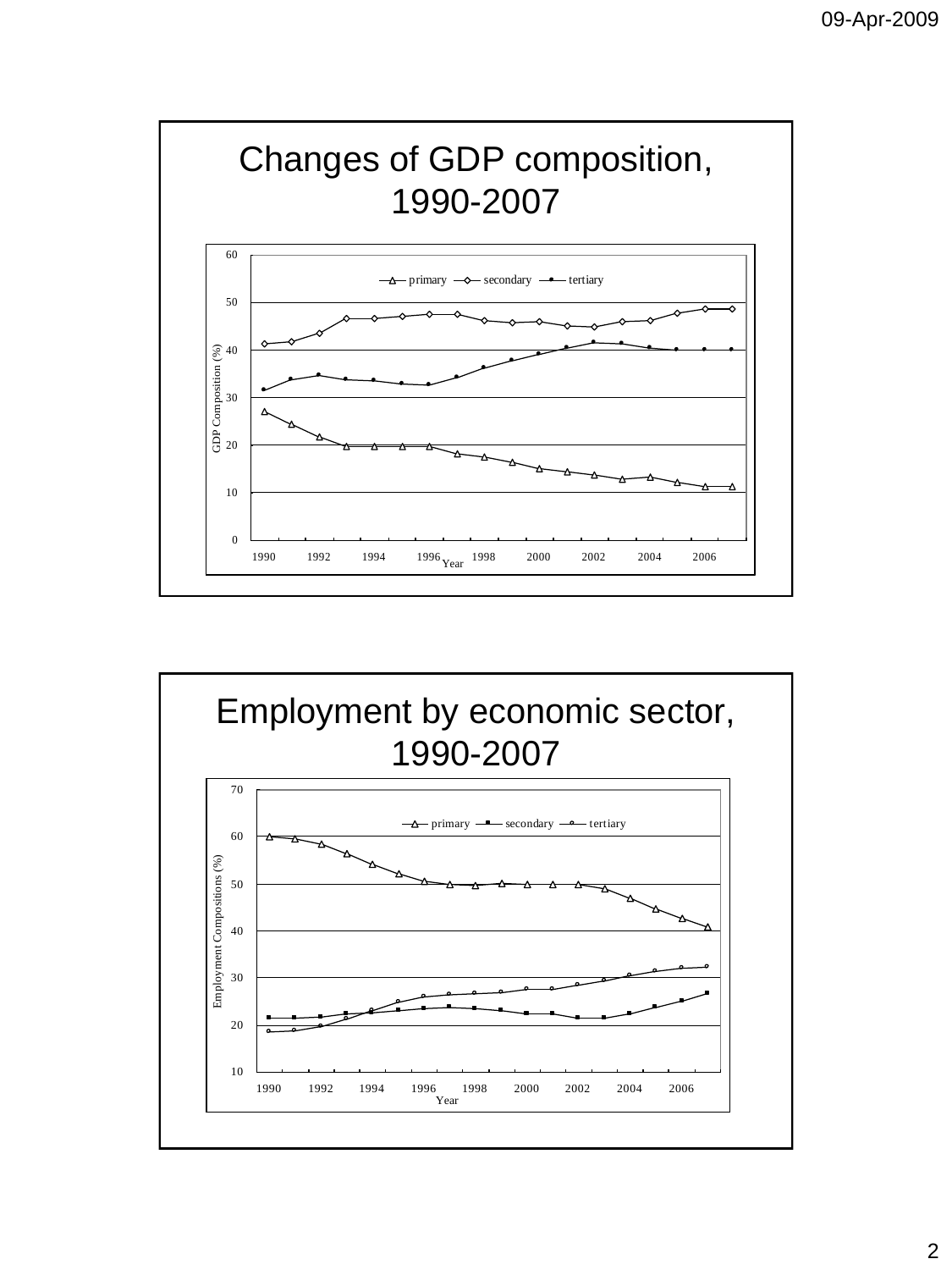# Changes of GDP composition, 1990-2007

primary — secondary — tertiary

GDP Composition (%)

60
50
40
30
20
10
0

1990 1992 1994 1996 1998 2000 2002 2004 2006

Year

# Employment by economic sector, 1990-2007

primary — secondary — tertiary

Employment Compositions (%)

70
60
50
40
30
20
10

1990 1992 1994 1996 1998 2000 2002 2004 2006

Year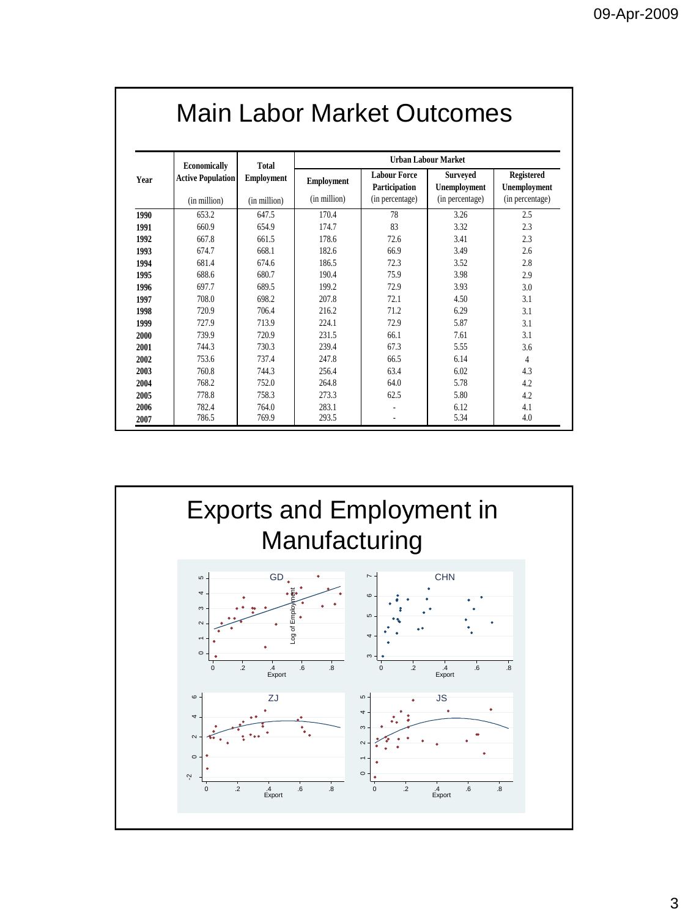# Main Labor Market Outcomes

| Year | Economically Active Population (in million) | Total Employment (in million) | Urban Labour Market: Employment (in million) | Urban Labour Market: Labour Force Participation (in percentage) | Urban Labour Market: Surveyed Unemployment (in percentage) | Urban Labour Market: Registered Unemployment (in percentage) |
|---|---|---|---|---|---|---|
| 1990 | 653.2 | 647.5 | 170.4 | 78 | 3.26 | 2.5 |
| 1991 | 660.9 | 654.9 | 174.7 | 83 | 3.32 | 2.3 |
| 1992 | 667.8 | 661.5 | 178.6 | 72.6 | 3.41 | 2.3 |
| 1993 | 674.7 | 668.1 | 182.6 | 66.9 | 3.49 | 2.6 |
| 1994 | 681.4 | 674.6 | 186.5 | 72.3 | 3.52 | 2.8 |
| 1995 | 688.6 | 680.7 | 190.4 | 75.9 | 3.98 | 2.9 |
| 1996 | 697.7 | 689.5 | 199.2 | 72.9 | 3.93 | 3.0 |
| 1997 | 708.0 | 698.2 | 207.8 | 72.1 | 4.50 | 3.1 |
| 1998 | 720.9 | 706.4 | 216.2 | 71.2 | 6.29 | 3.1 |
| 1999 | 727.9 | 713.9 | 224.1 | 72.9 | 5.87 | 3.1 |
| 2000 | 739.9 | 720.9 | 231.5 | 66.1 | 7.61 | 3.1 |
| 2001 | 744.3 | 730.3 | 239.4 | 67.3 | 5.55 | 3.6 |
| 2002 | 753.6 | 737.4 | 247.8 | 66.5 | 6.14 | 4 |
| 2003 | 760.8 | 744.3 | 256.4 | 63.4 | 6.02 | 4.3 |
| 2004 | 768.2 | 752.0 | 264.8 | 64.0 | 5.78 | 4.2 |
| 2005 | 778.8 | 758.3 | 273.3 | 62.5 | 5.80 | 4.2 |
| 2006 | 782.4 | 764.0 | 283.1 | - | 6.12 | 4.1 |
| 2007 | 786.5 | 769.9 | 293.5 | - | 5.34 | 4.0 |

# Exports and Employment in Manufacturing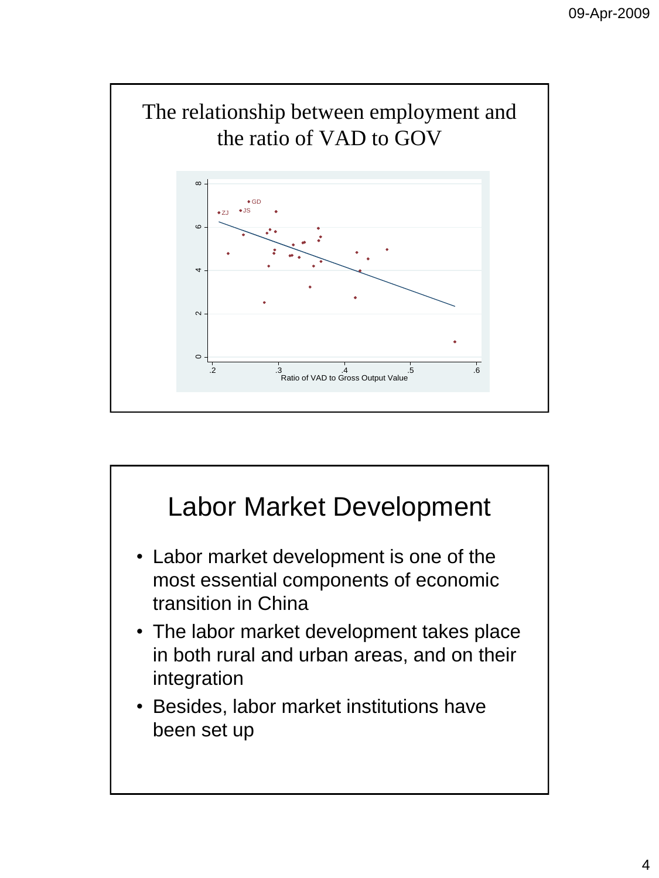## The relationship between employment and the ratio of VAD to GOV

Ratio of VAD to Gross Output Value

# Labor Market Development

- Labor market development is one of the most essential components of economic transition in China
- The labor market development takes place in both rural and urban areas, and on their integration
- Besides, labor market institutions have been set up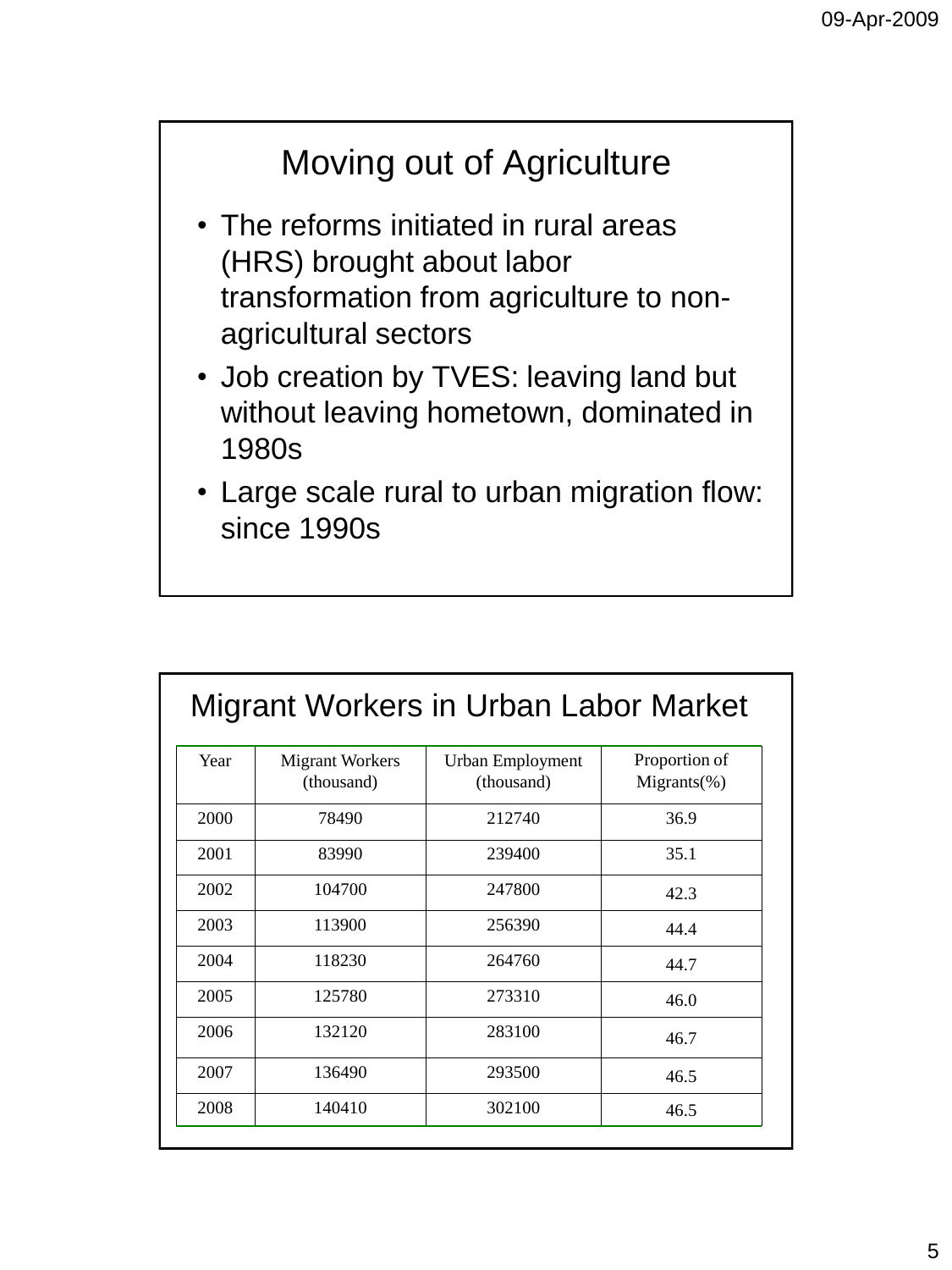## Moving out of Agriculture

- The reforms initiated in rural areas (HRS) brought about labor transformation from agriculture to non-agricultural sectors
- Job creation by TVES: leaving land but without leaving hometown, dominated in 1980s
- Large scale rural to urban migration flow: since 1990s

## Migrant Workers in Urban Labor Market

| Year | Migrant Workers (thousand) | Urban Employment (thousand) | Proportion of Migrants(%) |
|---|---|---|---|
| 2000 | 78490 | 212740 | 36.9 |
| 2001 | 83990 | 239400 | 35.1 |
| 2002 | 104700 | 247800 | 42.3 |
| 2003 | 113900 | 256390 | 44.4 |
| 2004 | 118230 | 264760 | 44.7 |
| 2005 | 125780 | 273310 | 46.0 |
| 2006 | 132120 | 283100 | 46.7 |
| 2007 | 136490 | 293500 | 46.5 |
| 2008 | 140410 | 302100 | 46.5 |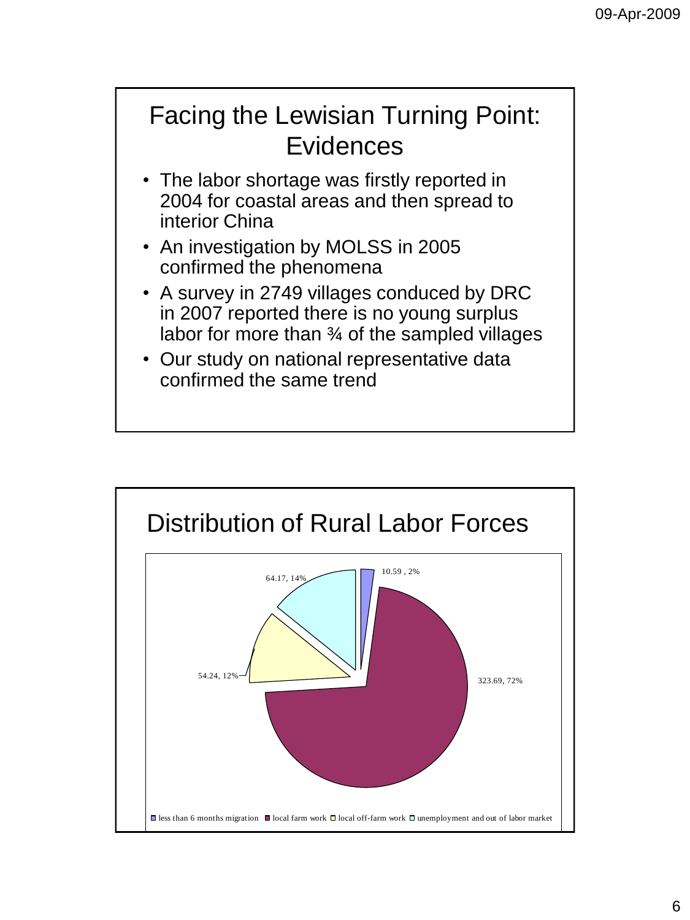## Facing the Lewisian Turning Point: Evidences

- The labor shortage was firstly reported in 2004 for coastal areas and then spread to interior China
- An investigation by MOLSS in 2005 confirmed the phenomena
- A survey in 2749 villages conduced by DRC in 2007 reported there is no young surplus labor for more than ¾ of the sampled villages
- Our study on national representative data confirmed the same trend

## Distribution of Rural Labor Forces

10.59 , 2%

64.17, 14%

54.24, 12%

323.69, 72%

less than 6 months migration | local farm work | local off-farm work | unemployment and out of labor market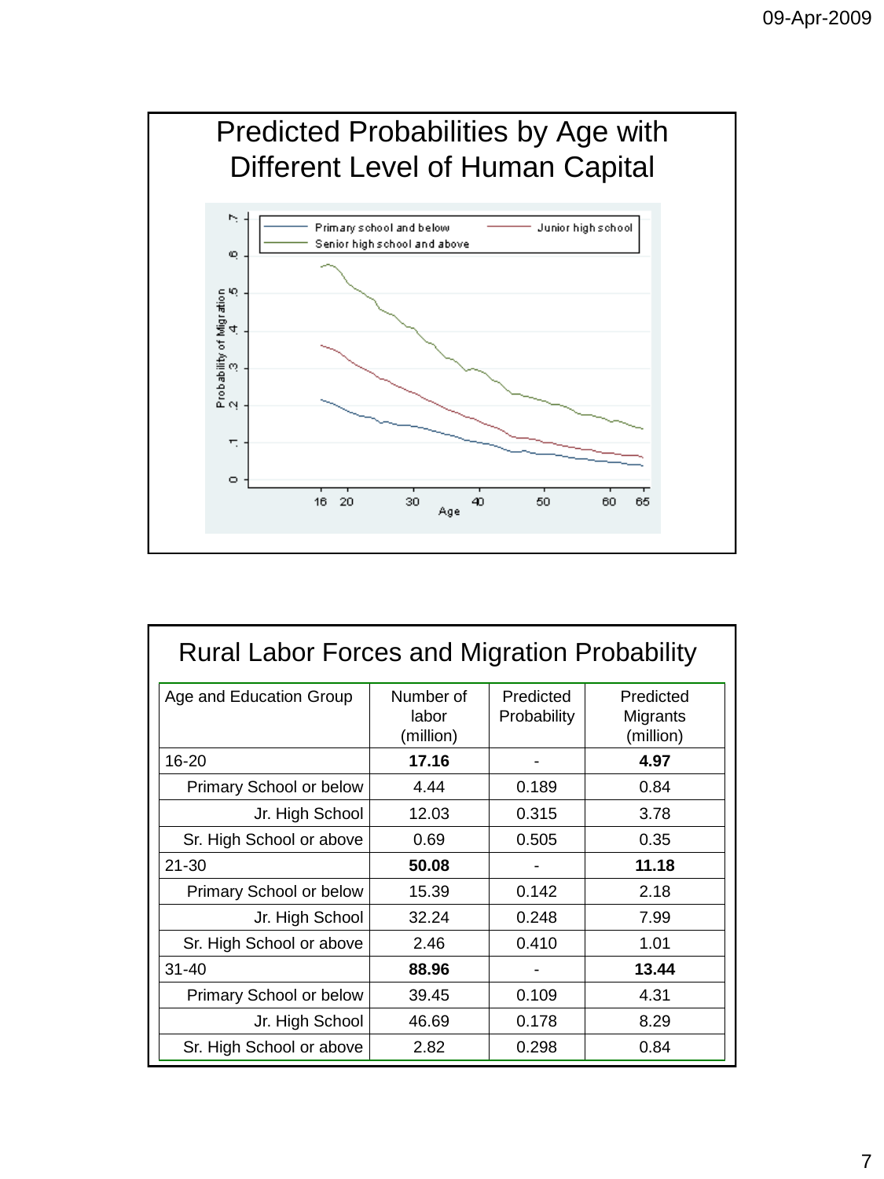## Predicted Probabilities by Age with Different Level of Human Capital

## Rural Labor Forces and Migration Probability

| Age and Education Group | Number of labor (million) | Predicted Probability | Predicted Migrants (million) |
|---|---|---|---|
| 16-20 | **17.16** | - | **4.97** |
| Primary School or below | 4.44 | 0.189 | 0.84 |
| Jr. High School | 12.03 | 0.315 | 3.78 |
| Sr. High School or above | 0.69 | 0.505 | 0.35 |
| 21-30 | **50.08** | - | **11.18** |
| Primary School or below | 15.39 | 0.142 | 2.18 |
| Jr. High School | 32.24 | 0.248 | 7.99 |
| Sr. High School or above | 2.46 | 0.410 | 1.01 |
| 31-40 | **88.96** | - | **13.44** |
| Primary School or below | 39.45 | 0.109 | 4.31 |
| Jr. High School | 46.69 | 0.178 | 8.29 |
| Sr. High School or above | 2.82 | 0.298 | 0.84 |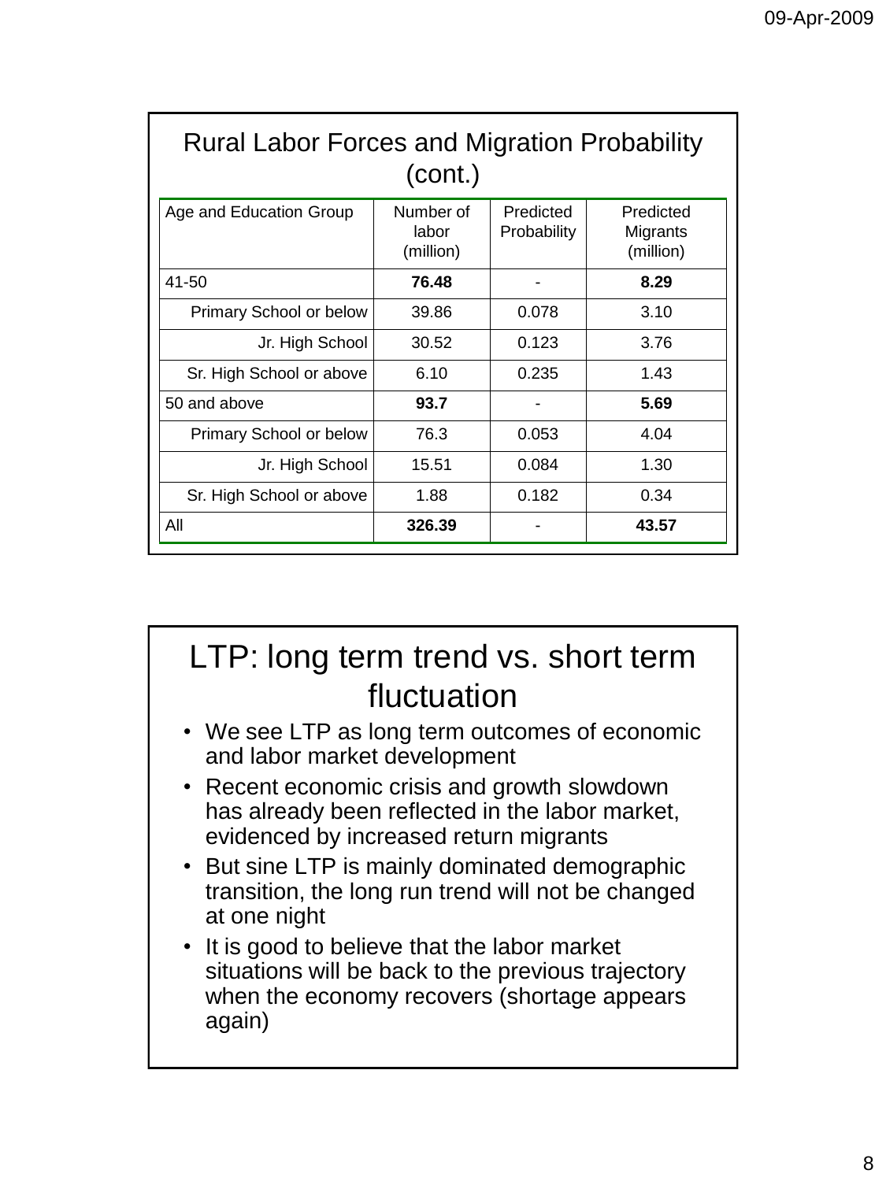## Rural Labor Forces and Migration Probability (cont.)

| Age and Education Group | Number of labor (million) | Predicted Probability | Predicted Migrants (million) |
|---|---|---|---|
| 41-50 | **76.48** | - | **8.29** |
| Primary School or below | 39.86 | 0.078 | 3.10 |
| Jr. High School | 30.52 | 0.123 | 3.76 |
| Sr. High School or above | 6.10 | 0.235 | 1.43 |
| 50 and above | **93.7** | - | **5.69** |
| Primary School or below | 76.3 | 0.053 | 4.04 |
| Jr. High School | 15.51 | 0.084 | 1.30 |
| Sr. High School or above | 1.88 | 0.182 | 0.34 |
| All | **326.39** | - | **43.57** |

## LTP: long term trend vs. short term fluctuation

- We see LTP as long term outcomes of economic and labor market development
- Recent economic crisis and growth slowdown has already been reflected in the labor market, evidenced by increased return migrants
- But sine LTP is mainly dominated demographic transition, the long run trend will not be changed at one night
- It is good to believe that the labor market situations will be back to the previous trajectory when the economy recovers (shortage appears again)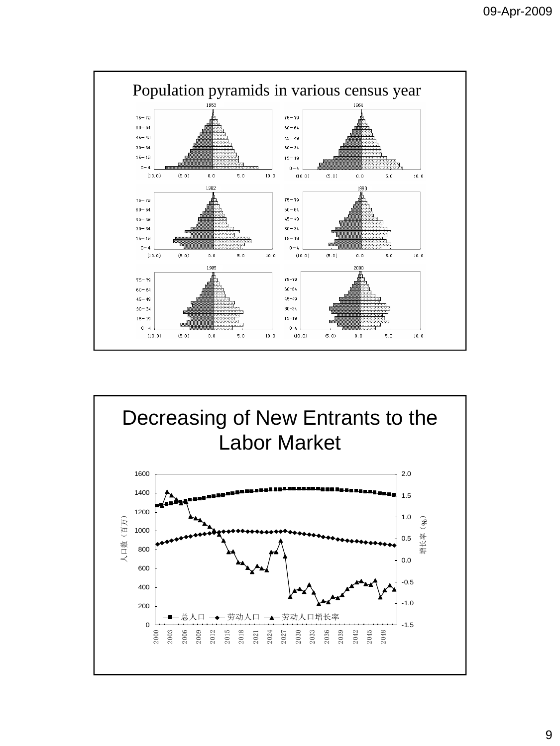# Population pyramids in various census year

1953

1964

1982

1990

1995

2000

# Decreasing of New Entrants to the Labor Market

人口数（百万）

增长率（%）

总人口 劳动人口 劳动人口增长率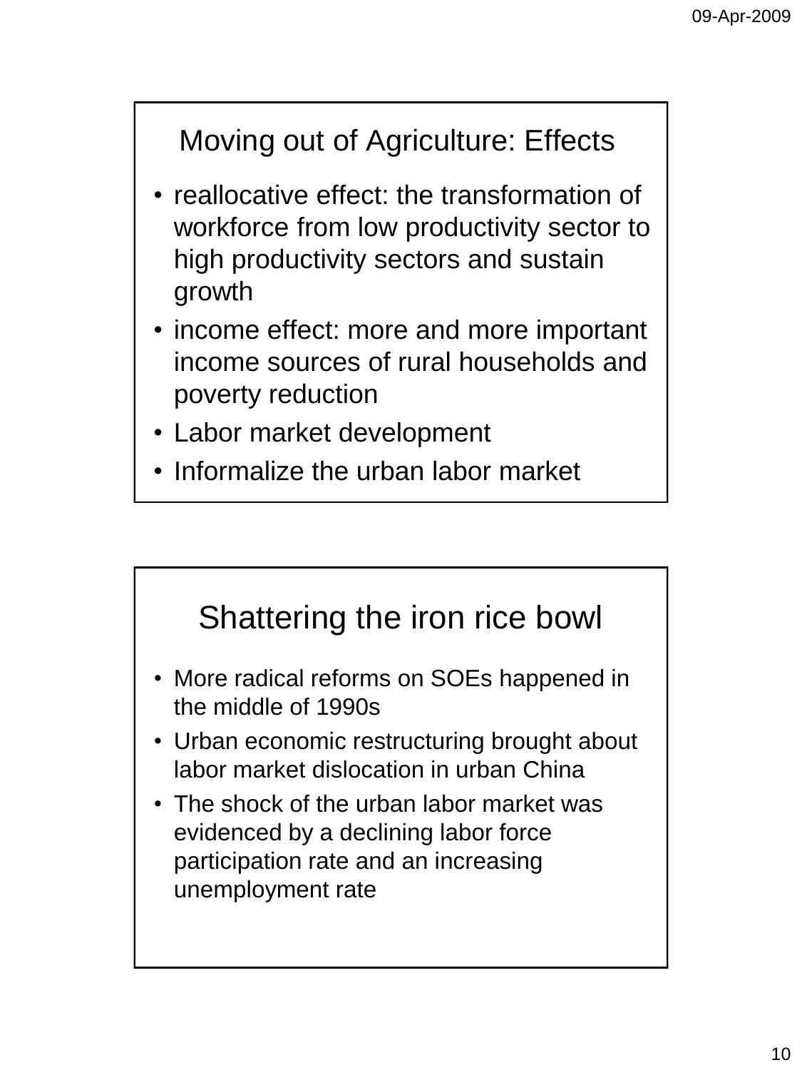## Moving out of Agriculture: Effects

- reallocative effect: the transformation of workforce from low productivity sector to high productivity sectors and sustain growth
- income effect: more and more important income sources of rural households and poverty reduction
- Labor market development
- Informalize the urban labor market

## Shattering the iron rice bowl

- More radical reforms on SOEs happened in the middle of 1990s
- Urban economic restructuring brought about labor market dislocation in urban China
- The shock of the urban labor market was evidenced by a declining labor force participation rate and an increasing unemployment rate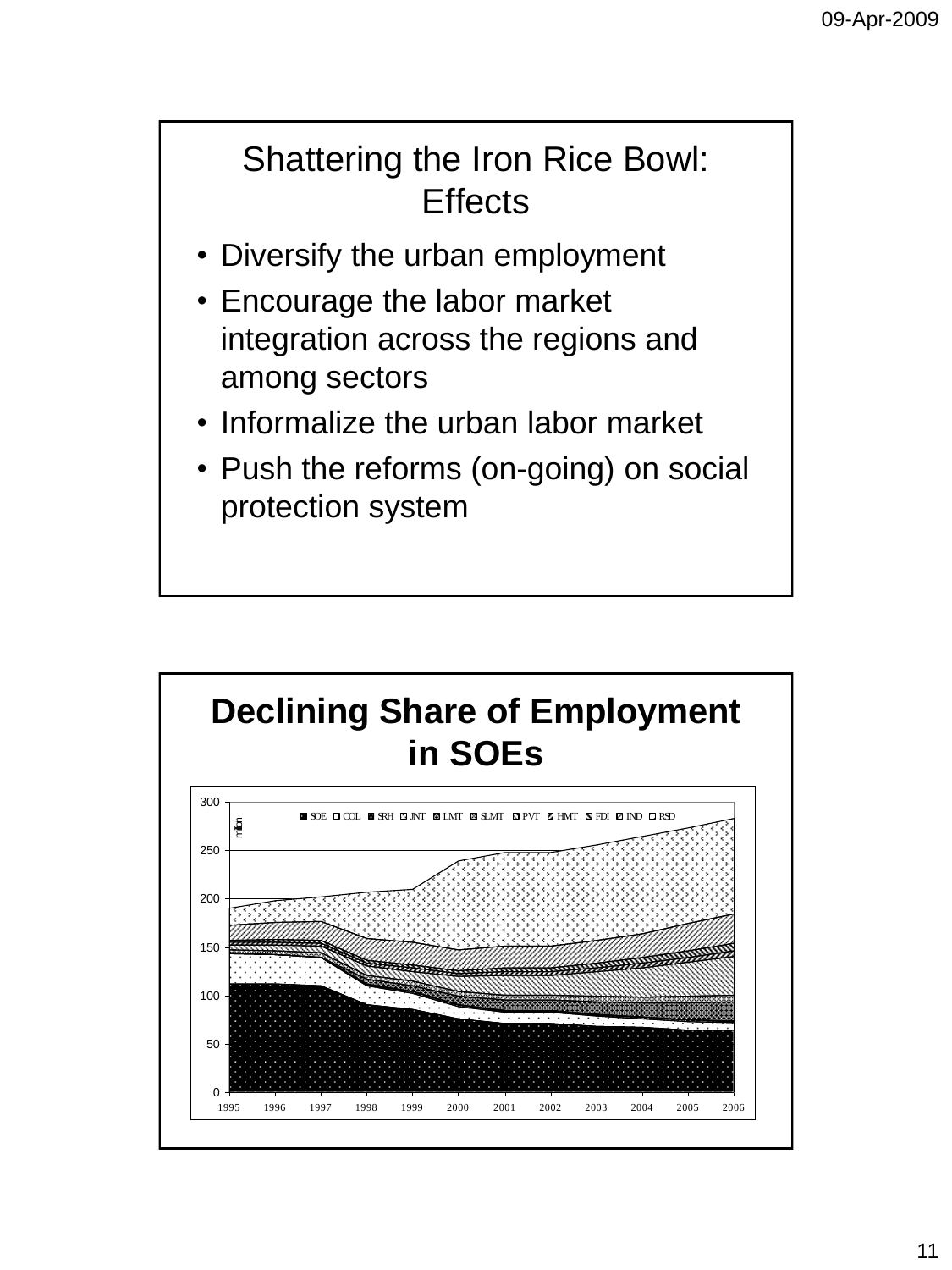# Shattering the Iron Rice Bowl: Effects

- Diversify the urban employment
- Encourage the labor market integration across the regions and among sectors
- Informalize the urban labor market
- Push the reforms (on-going) on social protection system

# Declining Share of Employment in SOEs

million

SOE COL SRH JNT LMT SLMT PVT HMT FDI IND RSD

300
250
200
150
100
50
0

1995 1996 1997 1998 1999 2000 2001 2002 2003 2004 2005 2006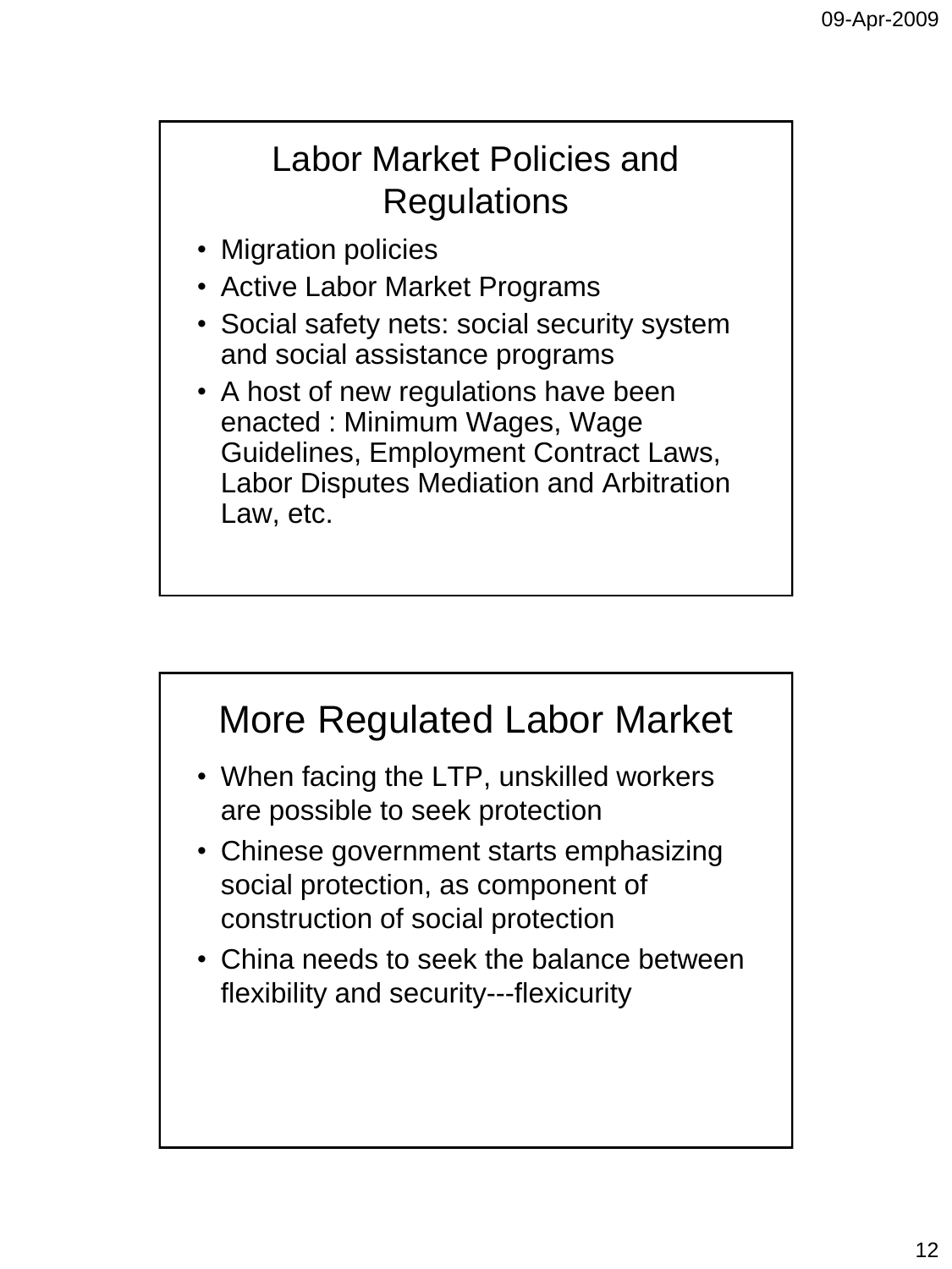## Labor Market Policies and Regulations

- Migration policies
- Active Labor Market Programs
- Social safety nets: social security system and social assistance programs
- A host of new regulations have been enacted : Minimum Wages, Wage Guidelines, Employment Contract Laws, Labor Disputes Mediation and Arbitration Law, etc.

## More Regulated Labor Market

- When facing the LTP, unskilled workers are possible to seek protection
- Chinese government starts emphasizing social protection, as component of construction of social protection
- China needs to seek the balance between flexibility and security---flexicurity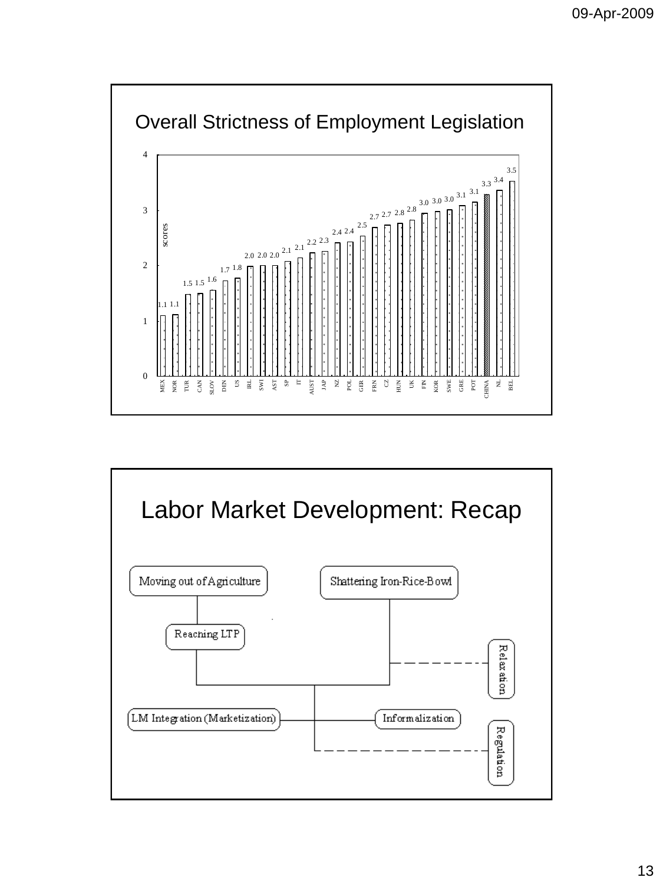## Overall Strictness of Employment Legislation

| Country | Score |
|---|---|
| MEX | 1.1 |
| NOR | 1.1 |
| TUR | 1.5 |
| CAN | 1.5 |
| SLOV | 1.6 |
| DEN | 1.7 |
| US | 1.8 |
| IRL | 2.0 |
| SWI | 2.0 |
| AST | 2.0 |
| SP | 2.1 |
| IT | 2.1 |
| AUST | 2.2 |
| JAP | 2.3 |
| NZ | 2.4 |
| POL | 2.4 |
| GER | 2.5 |
| FRN | 2.7 |
| CZ | 2.7 |
| HUN | 2.8 |
| UK | 2.8 |
| FIN | 3.0 |
| KOR | 3.0 |
| SWE | 3.0 |
| GRE | 3.1 |
| POT | 3.1 |
| CHINA | 3.3 |
| NL | 3.4 |
| BEL | 3.5 |

## Labor Market Development: Recap

- Moving out of Agriculture → Reaching LTP
- Shattering Iron-Rice-Bowl
- LM Integration (Marketization)
- Informalization
- Relaxation
- Regulation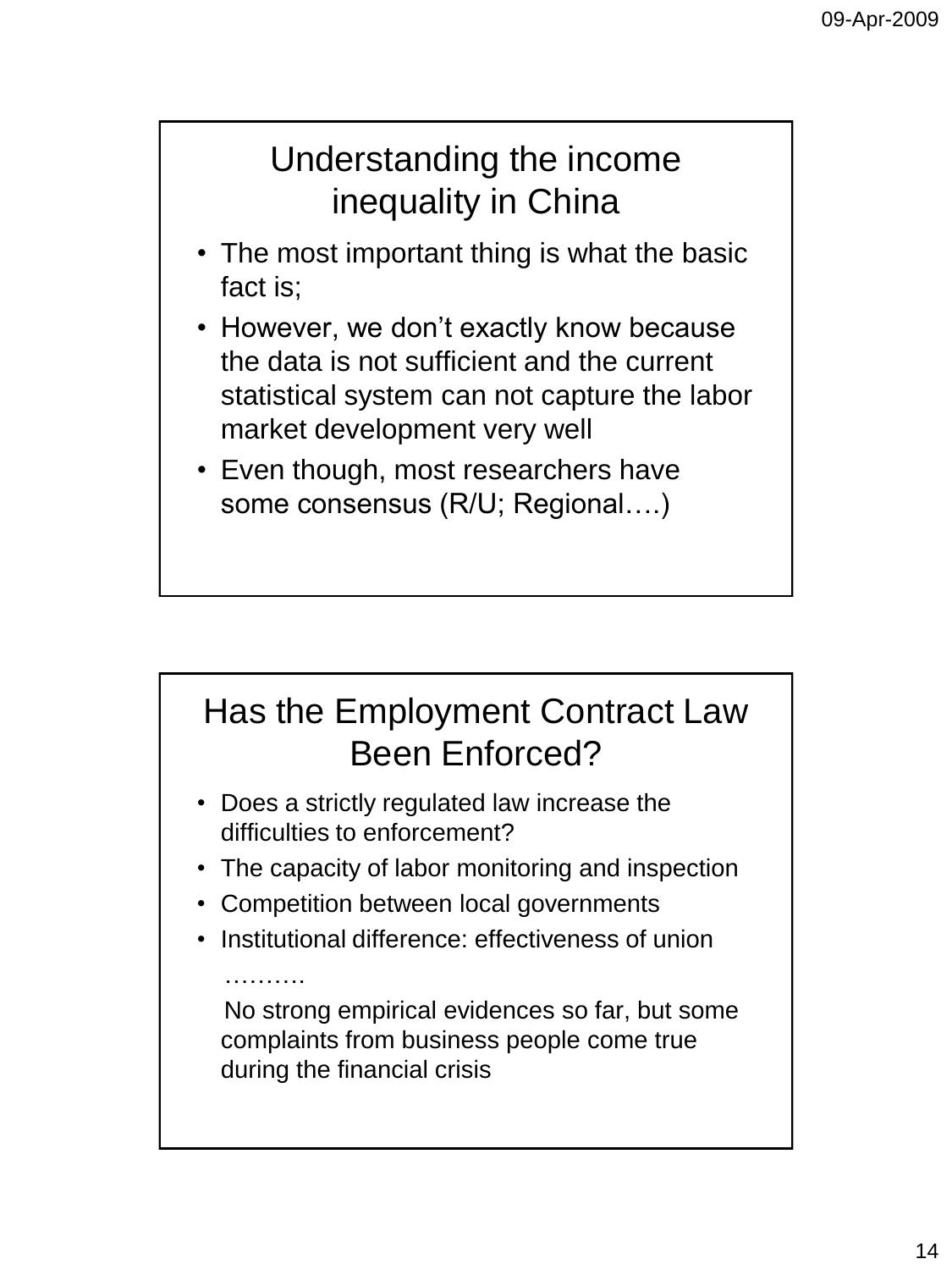## Understanding the income inequality in China

- The most important thing is what the basic fact is;
- However, we don't exactly know because the data is not sufficient and the current statistical system can not capture the labor market development very well
- Even though, most researchers have some consensus (R/U; Regional….)

## Has the Employment Contract Law Been Enforced?

- Does a strictly regulated law increase the difficulties to enforcement?
- The capacity of labor monitoring and inspection
- Competition between local governments
- Institutional difference: effectiveness of union

……….

No strong empirical evidences so far, but some complaints from business people come true during the financial crisis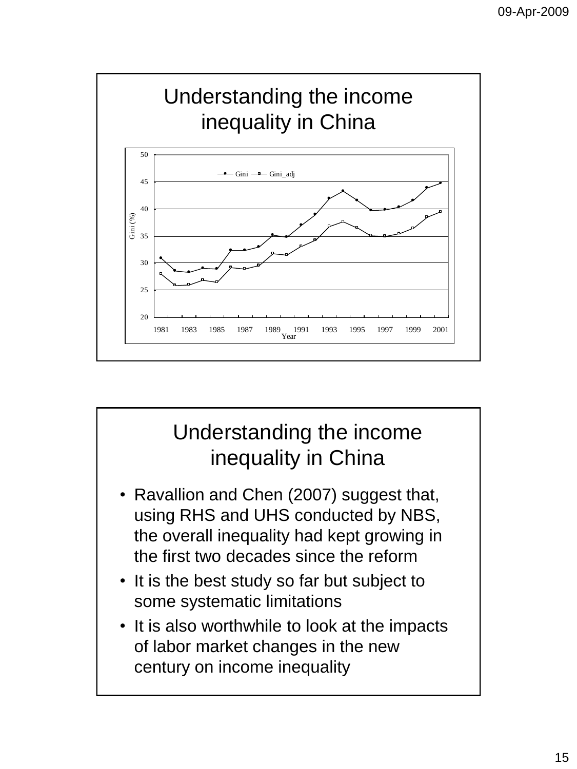## Understanding the income inequality in China

Gini — Gini_adj

Gini (%)

Year

## Understanding the income inequality in China

- Ravallion and Chen (2007) suggest that, using RHS and UHS conducted by NBS, the overall inequality had kept growing in the first two decades since the reform
- It is the best study so far but subject to some systematic limitations
- It is also worthwhile to look at the impacts of labor market changes in the new century on income inequality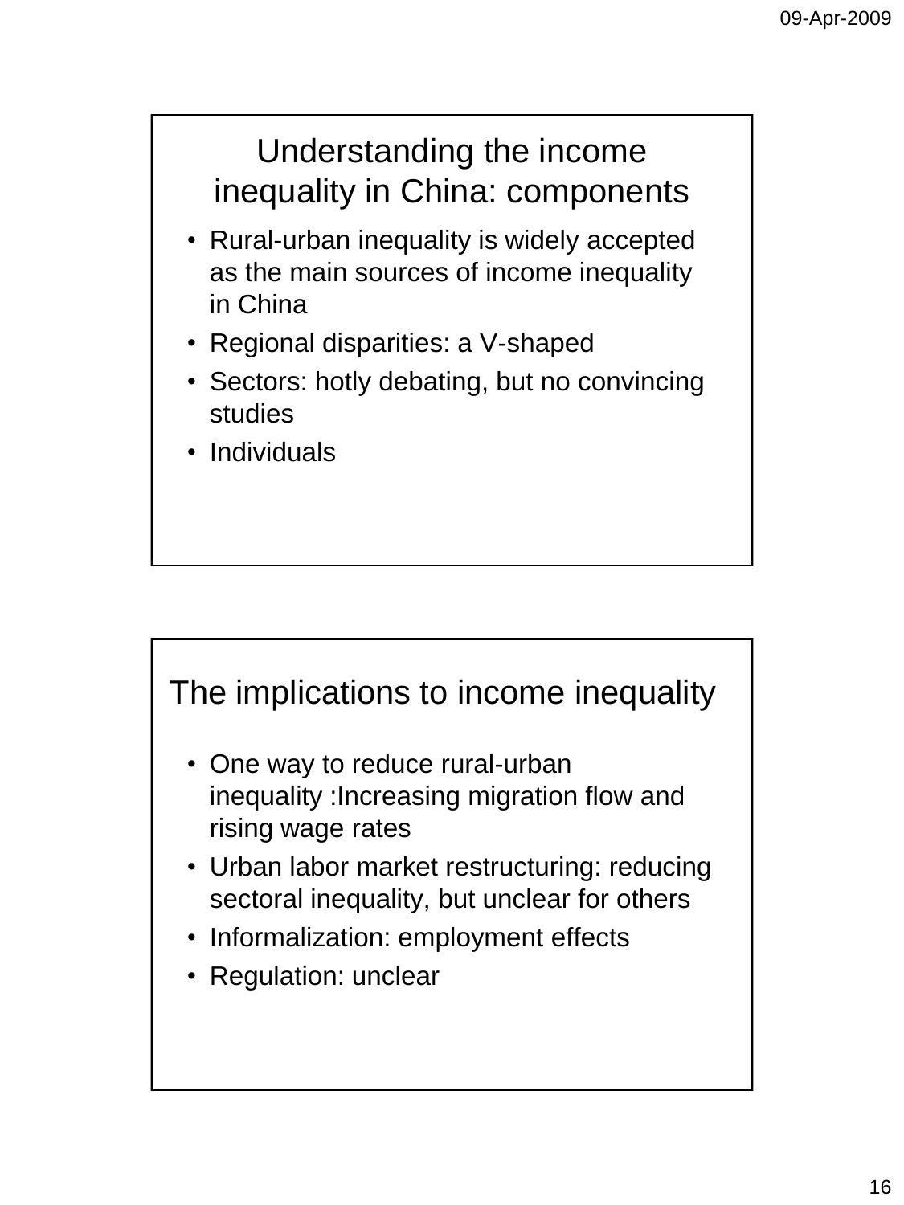## Understanding the income inequality in China: components

- Rural-urban inequality is widely accepted as the main sources of income inequality in China
- Regional disparities: a V-shaped
- Sectors: hotly debating, but no convincing studies
- Individuals

## The implications to income inequality

- One way to reduce rural-urban inequality :Increasing migration flow and rising wage rates
- Urban labor market restructuring: reducing sectoral inequality, but unclear for others
- Informalization: employment effects
- Regulation: unclear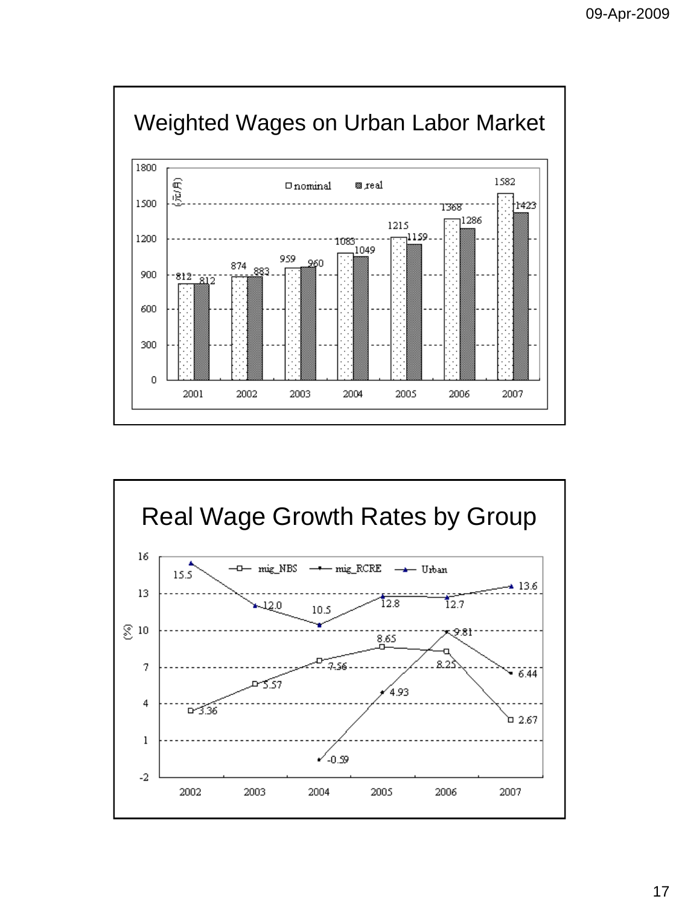## Weighted Wages on Urban Labor Market

(元/月)

| Year | nominal | real |
|---|---|---|
| 2001 | 812 | 812 |
| 2002 | 874 | 883 |
| 2003 | 959 | 960 |
| 2004 | 1083 | 1049 |
| 2005 | 1215 | 1159 |
| 2006 | 1368 | 1286 |
| 2007 | 1582 | 1423 |

## Real Wage Growth Rates by Group

(%)

| Year | mig_NBS | mig_RCRE | Urban |
|---|---|---|---|
| 2002 | 3.36 | | 15.5 |
| 2003 | 5.57 | | 12.0 |
| 2004 | 7.56 | -0.59 | 10.5 |
| 2005 | 8.65 | 4.93 | 12.8 |
| 2006 | 8.25 | 9.81 | 12.7 |
| 2007 | 2.67 | 6.44 | 13.6 |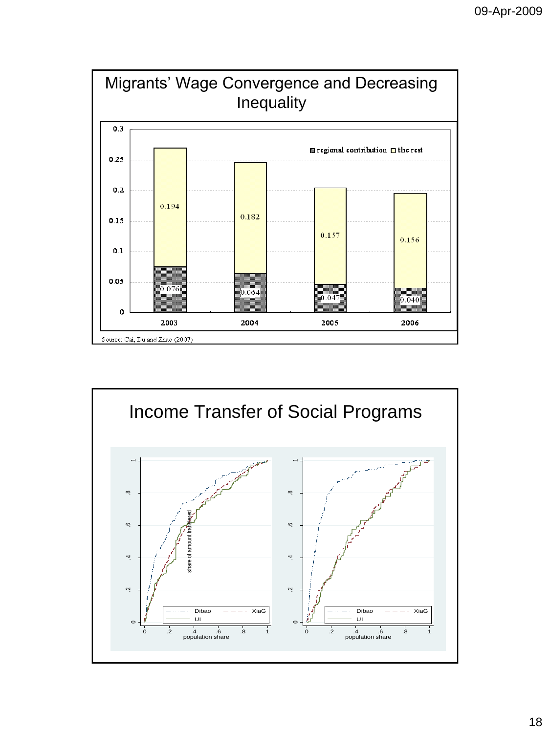## Migrants' Wage Convergence and Decreasing Inequality

| Year | regional contribution | the rest |
|---|---|---|
| 2003 | 0.076 | 0.194 |
| 2004 | 0.064 | 0.182 |
| 2005 | 0.047 | 0.157 |
| 2006 | 0.040 | 0.156 |

Source: Cai, Du and Zhao (2007)

## Income Transfer of Social Programs

Dibao, XiaG, UI

share of amount transferred

population share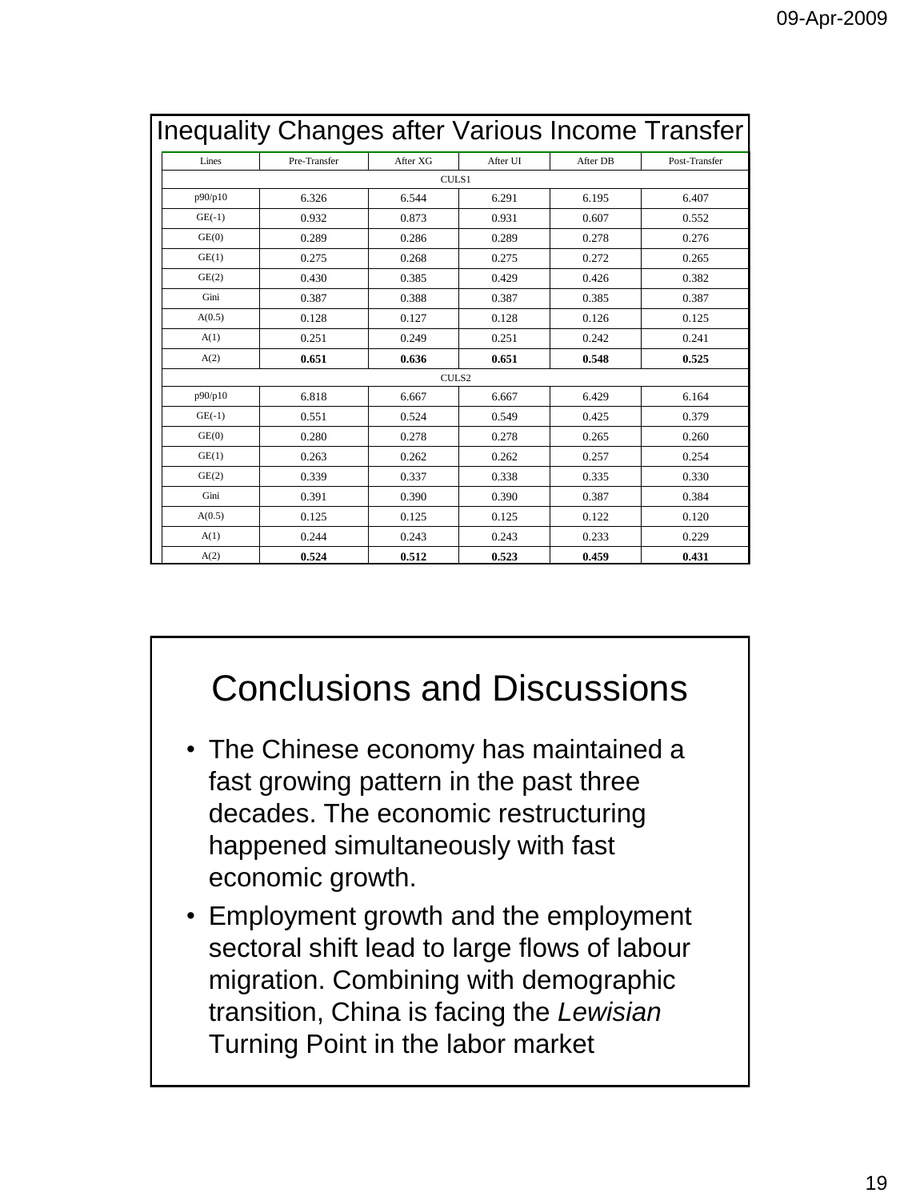## Inequality Changes after Various Income Transfer

| Lines | Pre-Transfer | After XG | After UI | After DB | Post-Transfer |
|---|---|---|---|---|---|
| CULS1 | | | | | |
| p90/p10 | 6.326 | 6.544 | 6.291 | 6.195 | 6.407 |
| GE(-1) | 0.932 | 0.873 | 0.931 | 0.607 | 0.552 |
| GE(0) | 0.289 | 0.286 | 0.289 | 0.278 | 0.276 |
| GE(1) | 0.275 | 0.268 | 0.275 | 0.272 | 0.265 |
| GE(2) | 0.430 | 0.385 | 0.429 | 0.426 | 0.382 |
| Gini | 0.387 | 0.388 | 0.387 | 0.385 | 0.387 |
| A(0.5) | 0.128 | 0.127 | 0.128 | 0.126 | 0.125 |
| A(1) | 0.251 | 0.249 | 0.251 | 0.242 | 0.241 |
| A(2) | **0.651** | **0.636** | **0.651** | **0.548** | **0.525** |
| CULS2 | | | | | |
| p90/p10 | 6.818 | 6.667 | 6.667 | 6.429 | 6.164 |
| GE(-1) | 0.551 | 0.524 | 0.549 | 0.425 | 0.379 |
| GE(0) | 0.280 | 0.278 | 0.278 | 0.265 | 0.260 |
| GE(1) | 0.263 | 0.262 | 0.262 | 0.257 | 0.254 |
| GE(2) | 0.339 | 0.337 | 0.338 | 0.335 | 0.330 |
| Gini | 0.391 | 0.390 | 0.390 | 0.387 | 0.384 |
| A(0.5) | 0.125 | 0.125 | 0.125 | 0.122 | 0.120 |
| A(1) | 0.244 | 0.243 | 0.243 | 0.233 | 0.229 |
| A(2) | **0.524** | **0.512** | **0.523** | **0.459** | **0.431** |

## Conclusions and Discussions

- The Chinese economy has maintained a fast growing pattern in the past three decades. The economic restructuring happened simultaneously with fast economic growth.
- Employment growth and the employment sectoral shift lead to large flows of labour migration. Combining with demographic transition, China is facing the *Lewisian* Turning Point in the labor market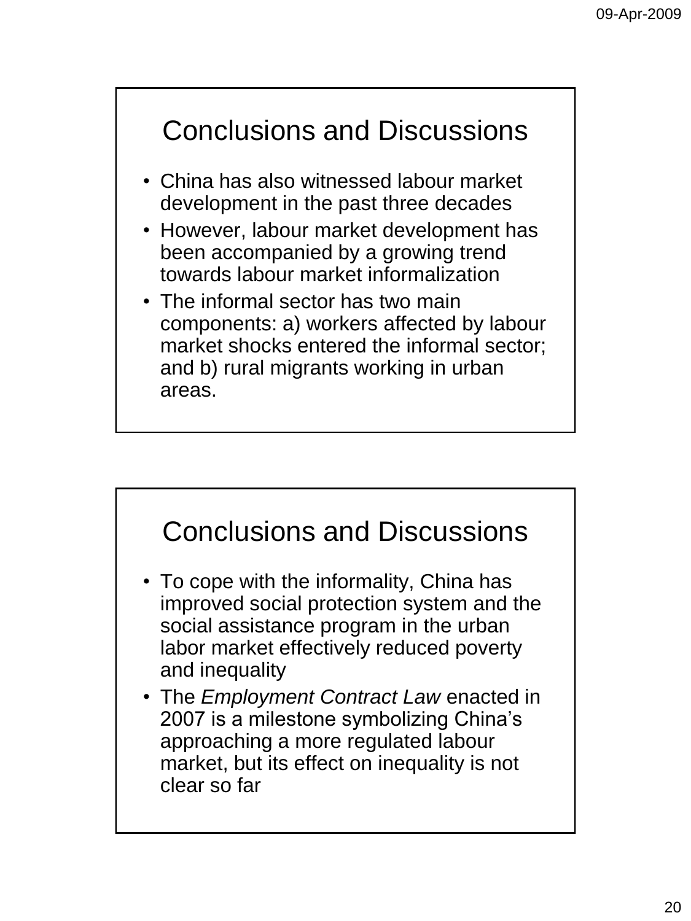## Conclusions and Discussions

- China has also witnessed labour market development in the past three decades
- However, labour market development has been accompanied by a growing trend towards labour market informalization
- The informal sector has two main components: a) workers affected by labour market shocks entered the informal sector; and b) rural migrants working in urban areas.

## Conclusions and Discussions

- To cope with the informality, China has improved social protection system and the social assistance program in the urban labor market effectively reduced poverty and inequality
- The *Employment Contract Law* enacted in 2007 is a milestone symbolizing China's approaching a more regulated labour market, but its effect on inequality is not clear so far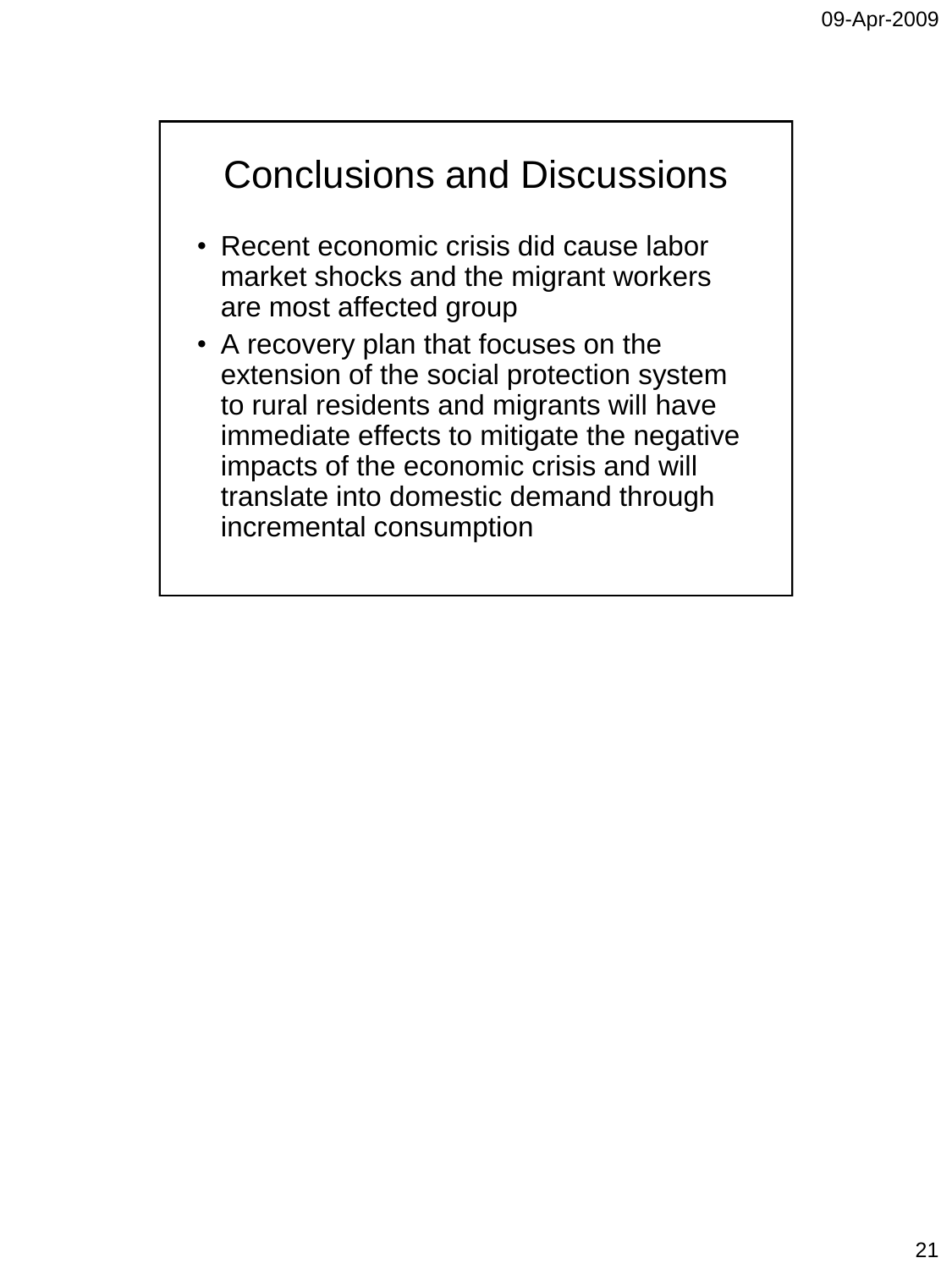# Conclusions and Discussions

- Recent economic crisis did cause labor market shocks and the migrant workers are most affected group
- A recovery plan that focuses on the extension of the social protection system to rural residents and migrants will have immediate effects to mitigate the negative impacts of the economic crisis and will translate into domestic demand through incremental consumption